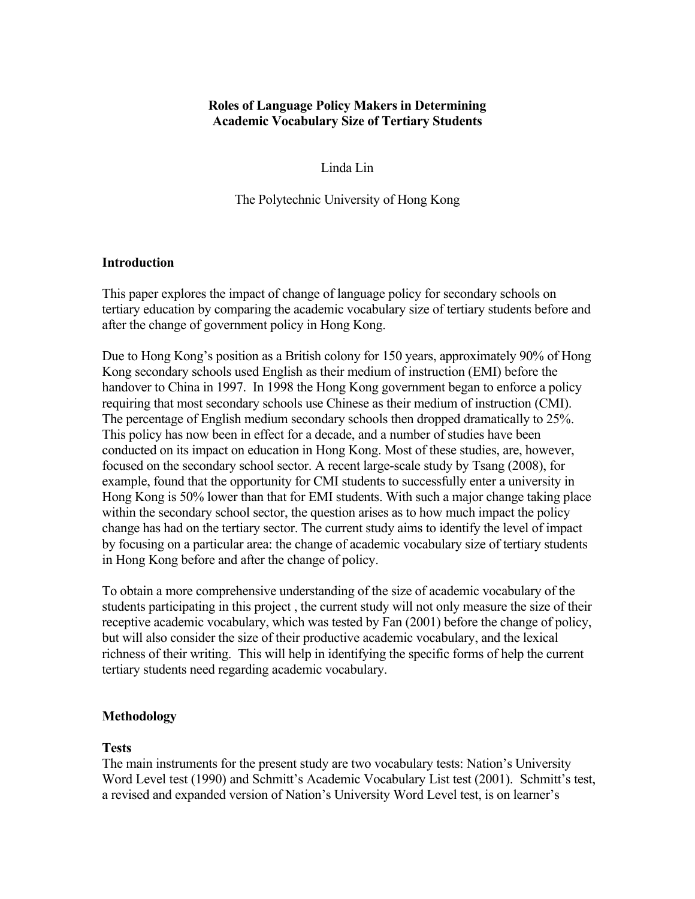# Roles of Language Policy Makers in Determining Academic Vocabulary Size of Tertiary Students

Linda Lin

The Polytechnic University of Hong Kong

## Introduction

This paper explores the impact of change of language policy for secondary schools on tertiary education by comparing the academic vocabulary size of tertiary students before and after the change of government policy in Hong Kong.

Due to Hong Kong's position as a British colony for 150 years, approximately 90% of Hong Kong secondary schools used English as their medium of instruction (EMI) before the handover to China in 1997. In 1998 the Hong Kong government began to enforce a policy requiring that most secondary schools use Chinese as their medium of instruction (CMI). The percentage of English medium secondary schools then dropped dramatically to 25%. This policy has now been in effect for a decade, and a number of studies have been conducted on its impact on education in Hong Kong. Most of these studies, are, however, focused on the secondary school sector. A recent large-scale study by Tsang (2008), for example, found that the opportunity for CMI students to successfully enter a university in Hong Kong is 50% lower than that for EMI students. With such a major change taking place within the secondary school sector, the question arises as to how much impact the policy change has had on the tertiary sector. The current study aims to identify the level of impact by focusing on a particular area: the change of academic vocabulary size of tertiary students in Hong Kong before and after the change of policy.

To obtain a more comprehensive understanding of the size of academic vocabulary of the students participating in this project , the current study will not only measure the size of their receptive academic vocabulary, which was tested by Fan (2001) before the change of policy, but will also consider the size of their productive academic vocabulary, and the lexical richness of their writing. This will help in identifying the specific forms of help the current tertiary students need regarding academic vocabulary.

## Methodology

### Tests

The main instruments for the present study are two vocabulary tests: Nation's University Word Level test (1990) and Schmitt's Academic Vocabulary List test (2001). Schmitt's test, a revised and expanded version of Nation's University Word Level test, is on learner's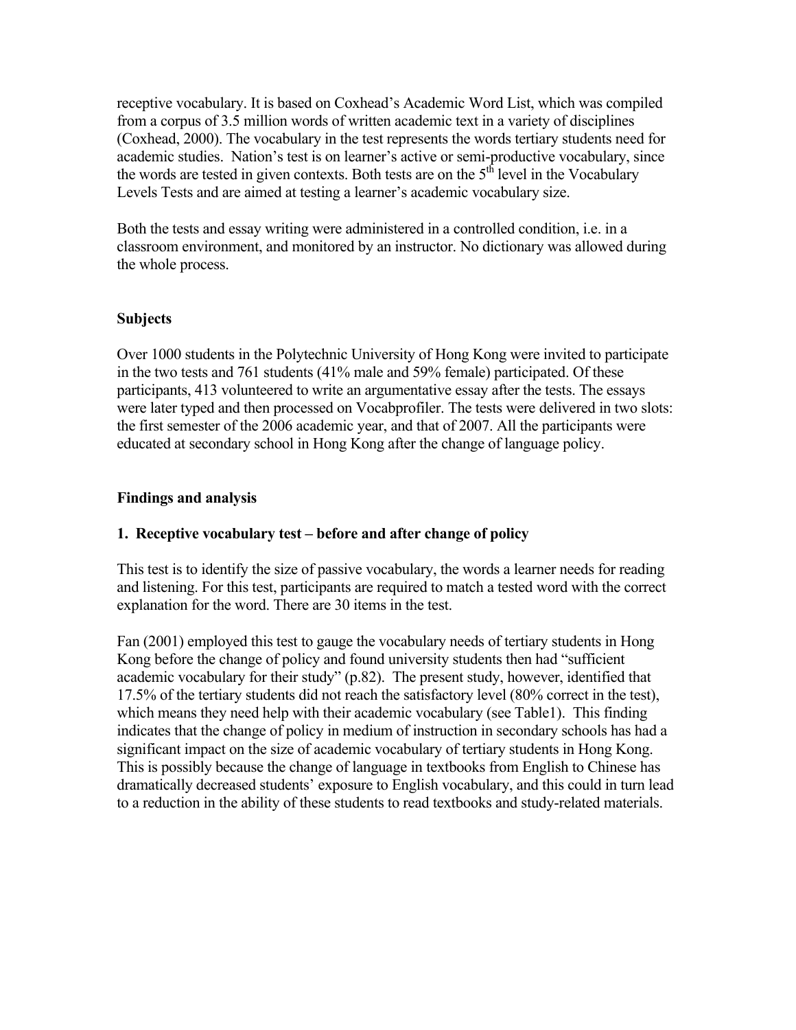receptive vocabulary. It is based on Coxhead's Academic Word List, which was compiled from a corpus of 3.5 million words of written academic text in a variety of disciplines (Coxhead, 2000). The vocabulary in the test represents the words tertiary students need for academic studies. Nation's test is on learner's active or semi-productive vocabulary, since the words are tested in given contexts. Both tests are on the 5th level in the Vocabulary Levels Tests and are aimed at testing a learner's academic vocabulary size.

Both the tests and essay writing were administered in a controlled condition, i.e. in a classroom environment, and monitored by an instructor. No dictionary was allowed during the whole process.

## Subjects

Over 1000 students in the Polytechnic University of Hong Kong were invited to participate in the two tests and 761 students (41% male and 59% female) participated. Of these participants, 413 volunteered to write an argumentative essay after the tests. The essays were later typed and then processed on Vocabprofiler. The tests were delivered in two slots: the first semester of the 2006 academic year, and that of 2007. All the participants were educated at secondary school in Hong Kong after the change of language policy.

## Findings and analysis

### 1. Receptive vocabulary test – before and after change of policy

This test is to identify the size of passive vocabulary, the words a learner needs for reading and listening. For this test, participants are required to match a tested word with the correct explanation for the word. There are 30 items in the test.

Fan (2001) employed this test to gauge the vocabulary needs of tertiary students in Hong Kong before the change of policy and found university students then had "sufficient academic vocabulary for their study" (p.82). The present study, however, identified that 17.5% of the tertiary students did not reach the satisfactory level (80% correct in the test), which means they need help with their academic vocabulary (see Table1). This finding indicates that the change of policy in medium of instruction in secondary schools has had a significant impact on the size of academic vocabulary of tertiary students in Hong Kong. This is possibly because the change of language in textbooks from English to Chinese has dramatically decreased students' exposure to English vocabulary, and this could in turn lead to a reduction in the ability of these students to read textbooks and study-related materials.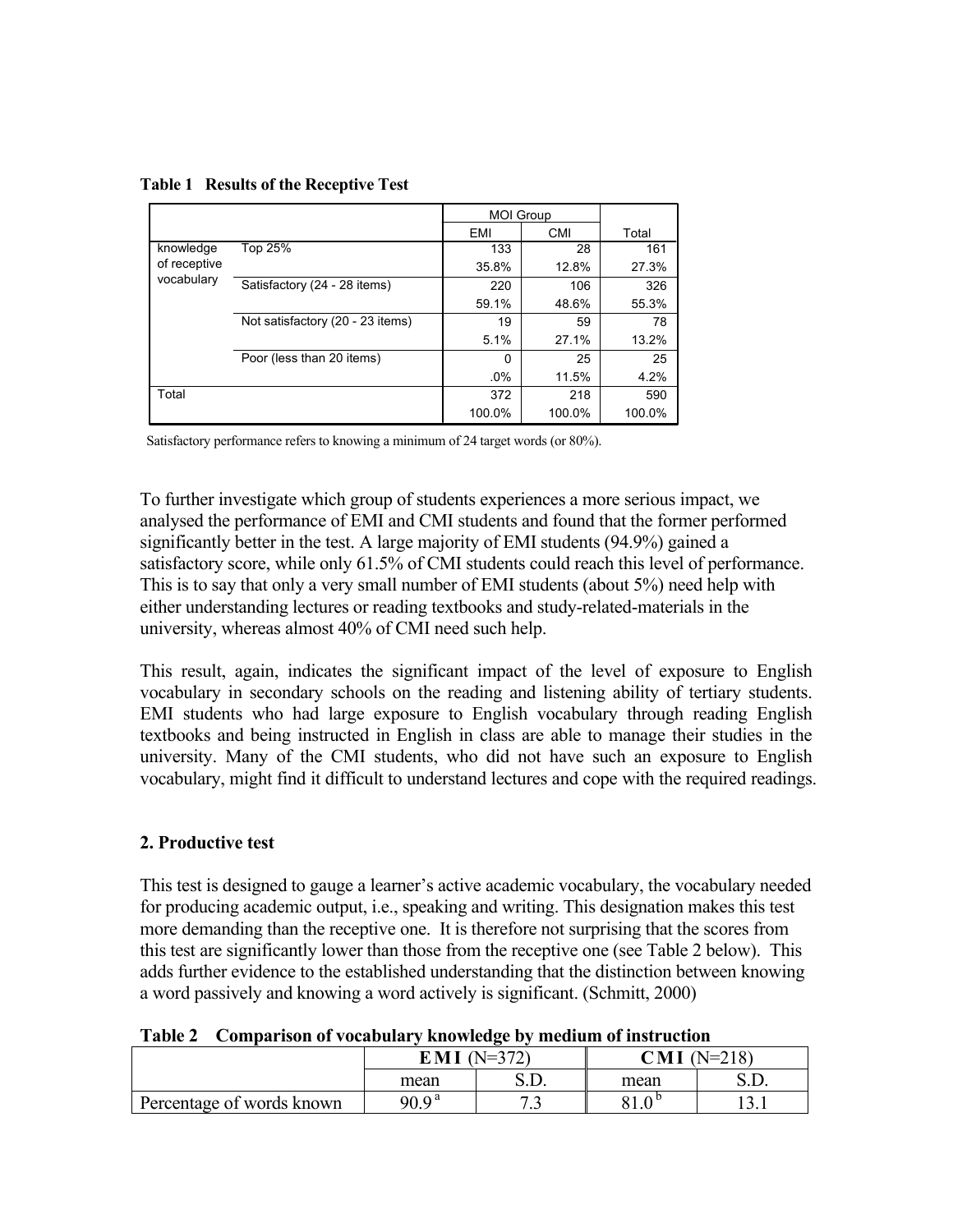**Table 1 Results of the Receptive Test**

| | | MOI Group | | |
|---|---|---|---|---|
| | | EMI | CMI | Total |
| knowledge of receptive vocabulary | Top 25% | 133 | 28 | 161 |
| | | 35.8% | 12.8% | 27.3% |
| | Satisfactory (24 - 28 items) | 220 | 106 | 326 |
| | | 59.1% | 48.6% | 55.3% |
| | Not satisfactory (20 - 23 items) | 19 | 59 | 78 |
| | | 5.1% | 27.1% | 13.2% |
| | Poor (less than 20 items) | 0 | 25 | 25 |
| | | .0% | 11.5% | 4.2% |
| Total | | 372 | 218 | 590 |
| | | 100.0% | 100.0% | 100.0% |

Satisfactory performance refers to knowing a minimum of 24 target words (or 80%).

To further investigate which group of students experiences a more serious impact, we analysed the performance of EMI and CMI students and found that the former performed significantly better in the test. A large majority of EMI students (94.9%) gained a satisfactory score, while only 61.5% of CMI students could reach this level of performance. This is to say that only a very small number of EMI students (about 5%) need help with either understanding lectures or reading textbooks and study-related-materials in the university, whereas almost 40% of CMI need such help.

This result, again, indicates the significant impact of the level of exposure to English vocabulary in secondary schools on the reading and listening ability of tertiary students. EMI students who had large exposure to English vocabulary through reading English textbooks and being instructed in English in class are able to manage their studies in the university. Many of the CMI students, who did not have such an exposure to English vocabulary, might find it difficult to understand lectures and cope with the required readings.

## 2. Productive test

This test is designed to gauge a learner's active academic vocabulary, the vocabulary needed for producing academic output, i.e., speaking and writing. This designation makes this test more demanding than the receptive one. It is therefore not surprising that the scores from this test are significantly lower than those from the receptive one (see Table 2 below). This adds further evidence to the established understanding that the distinction between knowing a word passively and knowing a word actively is significant. (Schmitt, 2000)

**Table 2 Comparison of vocabulary knowledge by medium of instruction**

| | **EMI** (N=372) | | **CMI** (N=218) | |
|---|---|---|---|---|
| | mean | S.D. | mean | S.D. |
| Percentage of words known | 90.9 [a] | 7.3 | 81.0 [b] | 13.1 |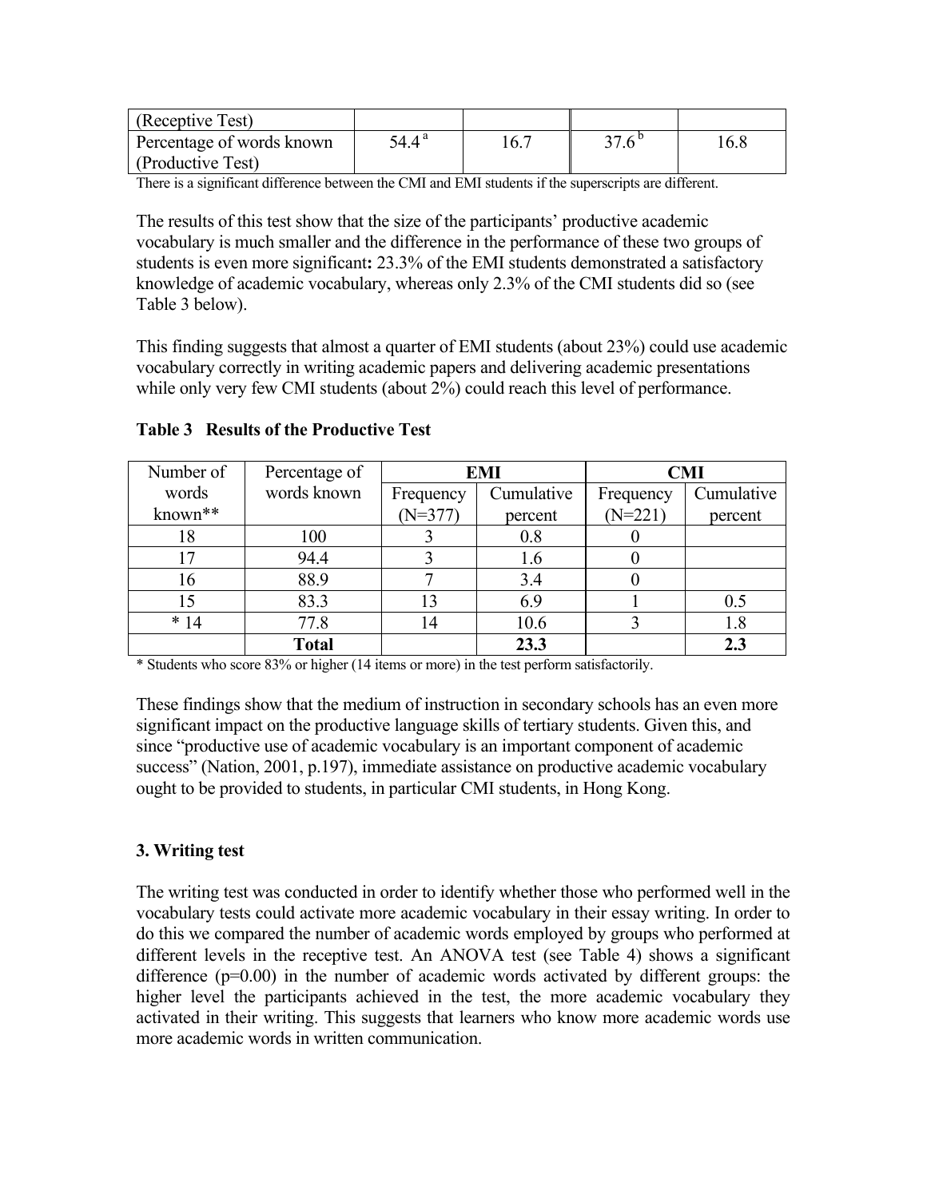| (Receptive Test) | | | | |
|---|---|---|---|---|
| Percentage of words known (Productive Test) | 54.4 [a] | 16.7 | 37.6 [b] | 16.8 |

There is a significant difference between the CMI and EMI students if the superscripts are different.

The results of this test show that the size of the participants' productive academic vocabulary is much smaller and the difference in the performance of these two groups of students is even more significant**:** 23.3% of the EMI students demonstrated a satisfactory knowledge of academic vocabulary, whereas only 2.3% of the CMI students did so (see Table 3 below).

This finding suggests that almost a quarter of EMI students (about 23%) could use academic vocabulary correctly in writing academic papers and delivering academic presentations while only very few CMI students (about 2%) could reach this level of performance.

**Table 3 Results of the Productive Test**

| Number of words known** | Percentage of words known | EMI | | CMI | |
|---|---|---|---|---|---|
| | | Frequency (N=377) | Cumulative percent | Frequency (N=221) | Cumulative percent |
| 18 | 100 | 3 | 0.8 | 0 | |
| 17 | 94.4 | 3 | 1.6 | 0 | |
| 16 | 88.9 | 7 | 3.4 | 0 | |
| 15 | 83.3 | 13 | 6.9 | 1 | 0.5 |
| * 14 | 77.8 | 14 | 10.6 | 3 | 1.8 |
| | **Total** | | **23.3** | | **2.3** |

* Students who score 83% or higher (14 items or more) in the test perform satisfactorily.

These findings show that the medium of instruction in secondary schools has an even more significant impact on the productive language skills of tertiary students. Given this, and since "productive use of academic vocabulary is an important component of academic success" (Nation, 2001, p.197), immediate assistance on productive academic vocabulary ought to be provided to students, in particular CMI students, in Hong Kong.

### 3. Writing test

The writing test was conducted in order to identify whether those who performed well in the vocabulary tests could activate more academic vocabulary in their essay writing. In order to do this we compared the number of academic words employed by groups who performed at different levels in the receptive test. An ANOVA test (see Table 4) shows a significant difference (p=0.00) in the number of academic words activated by different groups: the higher level the participants achieved in the test, the more academic vocabulary they activated in their writing. This suggests that learners who know more academic words use more academic words in written communication.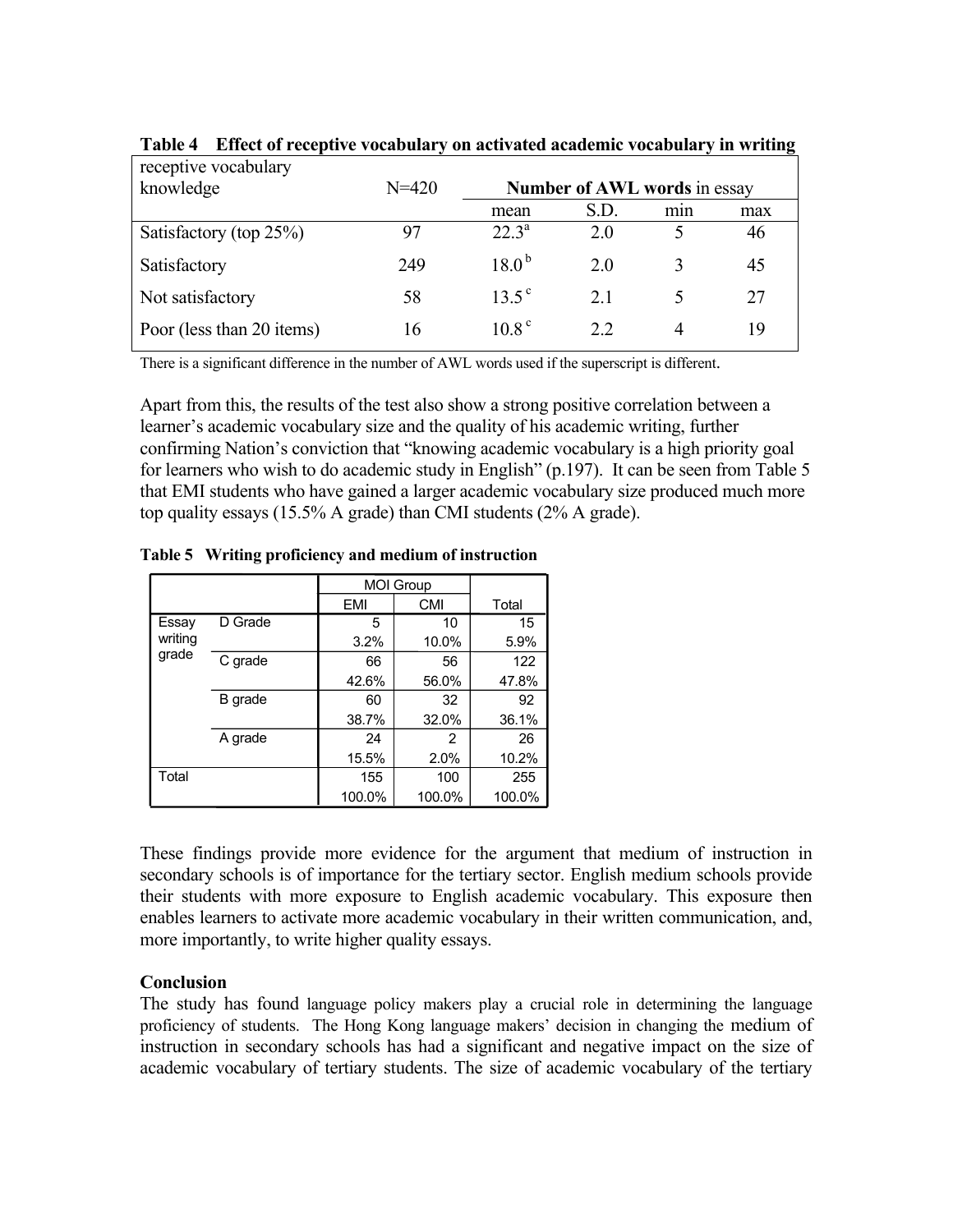**Table 4 Effect of receptive vocabulary on activated academic vocabulary in writing**

| receptive vocabulary knowledge | N=420 | Number of AWL words in essay | | | |
|---|---|---|---|---|---|
| | | mean | S.D. | min | max |
| Satisfactory (top 25%) | 97 | 22.3[a] | 2.0 | 5 | 46 |
| Satisfactory | 249 | 18.0[b] | 2.0 | 3 | 45 |
| Not satisfactory | 58 | 13.5[c] | 2.1 | 5 | 27 |
| Poor (less than 20 items) | 16 | 10.8[c] | 2.2 | 4 | 19 |

There is a significant difference in the number of AWL words used if the superscript is different.

Apart from this, the results of the test also show a strong positive correlation between a learner's academic vocabulary size and the quality of his academic writing, further confirming Nation's conviction that "knowing academic vocabulary is a high priority goal for learners who wish to do academic study in English" (p.197). It can be seen from Table 5 that EMI students who have gained a larger academic vocabulary size produced much more top quality essays (15.5% A grade) than CMI students (2% A grade).

**Table 5 Writing proficiency and medium of instruction**

| | | MOI Group | | |
|---|---|---|---|---|
| | | EMI | CMI | Total |
| Essay writing grade | D Grade | 5 | 10 | 15 |
| | | 3.2% | 10.0% | 5.9% |
| | C grade | 66 | 56 | 122 |
| | | 42.6% | 56.0% | 47.8% |
| | B grade | 60 | 32 | 92 |
| | | 38.7% | 32.0% | 36.1% |
| | A grade | 24 | 2 | 26 |
| | | 15.5% | 2.0% | 10.2% |
| Total | | 155 | 100 | 255 |
| | | 100.0% | 100.0% | 100.0% |

These findings provide more evidence for the argument that medium of instruction in secondary schools is of importance for the tertiary sector. English medium schools provide their students with more exposure to English academic vocabulary. This exposure then enables learners to activate more academic vocabulary in their written communication, and, more importantly, to write higher quality essays.

### Conclusion

The study has found language policy makers play a crucial role in determining the language proficiency of students. The Hong Kong language makers' decision in changing the medium of instruction in secondary schools has had a significant and negative impact on the size of academic vocabulary of tertiary students. The size of academic vocabulary of the tertiary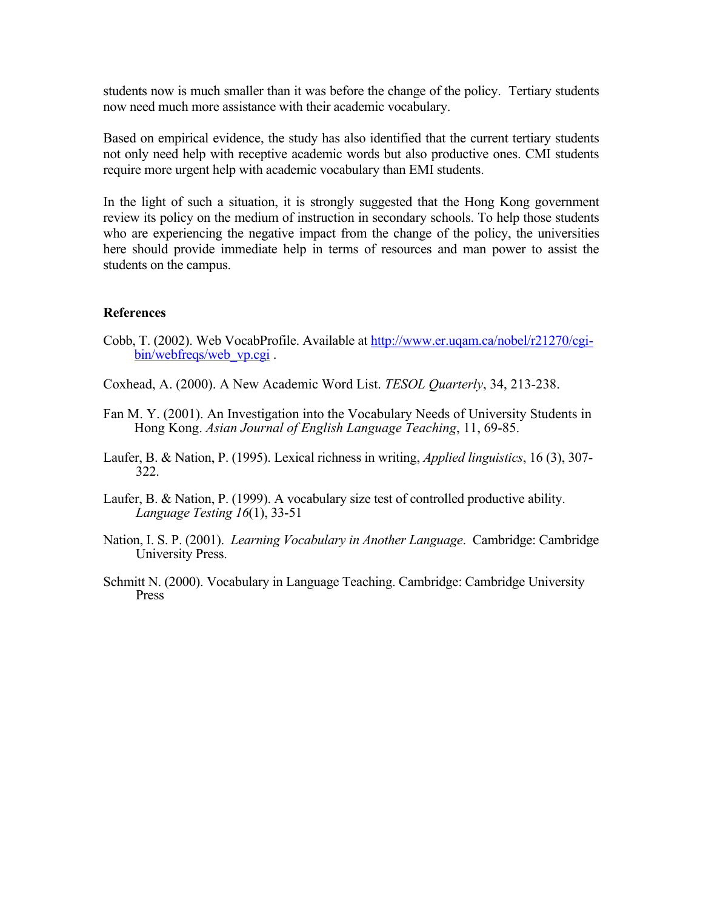students now is much smaller than it was before the change of the policy. Tertiary students now need much more assistance with their academic vocabulary.

Based on empirical evidence, the study has also identified that the current tertiary students not only need help with receptive academic words but also productive ones. CMI students require more urgent help with academic vocabulary than EMI students.

In the light of such a situation, it is strongly suggested that the Hong Kong government review its policy on the medium of instruction in secondary schools. To help those students who are experiencing the negative impact from the change of the policy, the universities here should provide immediate help in terms of resources and man power to assist the students on the campus.

**References**

Cobb, T. (2002). Web VocabProfile. Available at http://www.er.uqam.ca/nobel/r21270/cgi-bin/webfreqs/web_vp.cgi .

Coxhead, A. (2000). A New Academic Word List. *TESOL Quarterly*, 34, 213-238.

Fan M. Y. (2001). An Investigation into the Vocabulary Needs of University Students in Hong Kong. *Asian Journal of English Language Teaching*, 11, 69-85.

Laufer, B. & Nation, P. (1995). Lexical richness in writing, *Applied linguistics*, 16 (3), 307-322.

Laufer, B. & Nation, P. (1999). A vocabulary size test of controlled productive ability. *Language Testing 16*(1), 33-51

Nation, I. S. P. (2001). *Learning Vocabulary in Another Language*. Cambridge: Cambridge University Press.

Schmitt N. (2000). Vocabulary in Language Teaching. Cambridge: Cambridge University Press